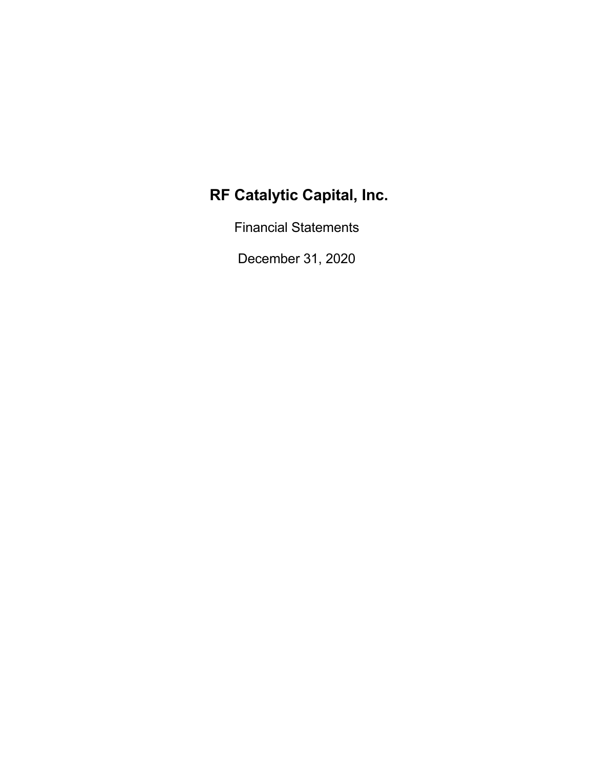# RF Catalytic Capital, Inc.

Financial Statements

December 31, 2020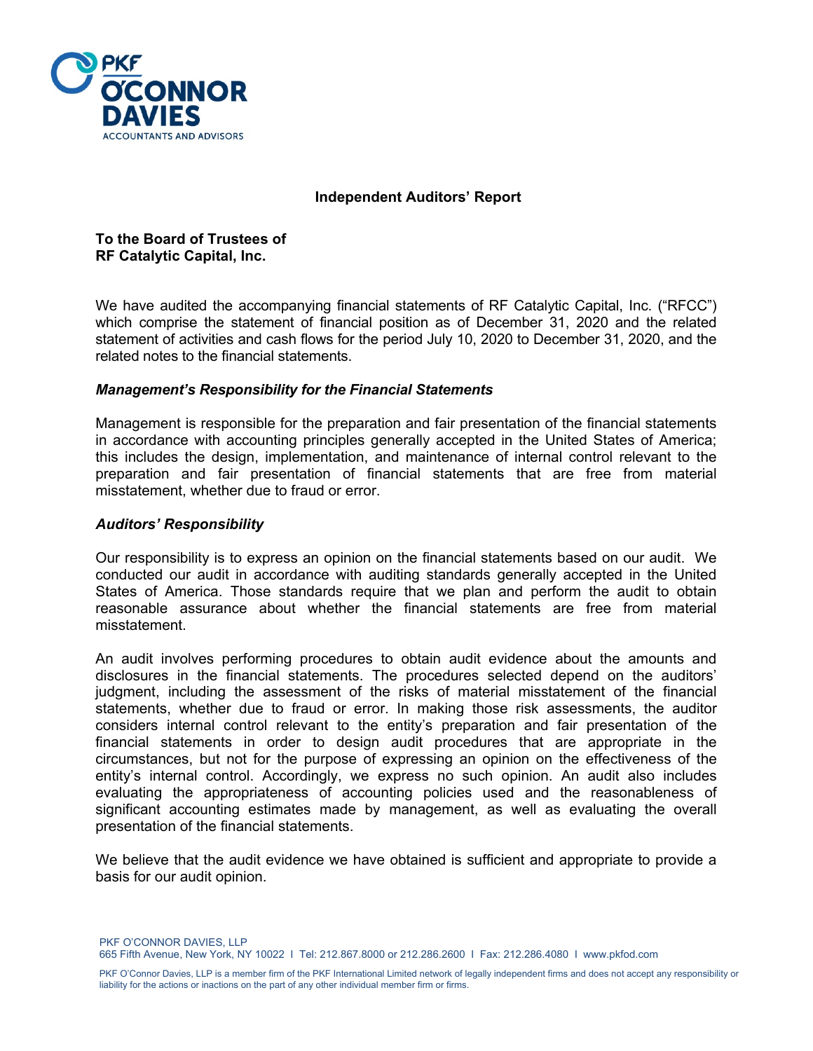**Independent Auditors' Report**

**To the Board of Trustees of**
**RF Catalytic Capital, Inc.**

We have audited the accompanying financial statements of RF Catalytic Capital, Inc. ("RFCC") which comprise the statement of financial position as of December 31, 2020 and the related statement of activities and cash flows for the period July 10, 2020 to December 31, 2020, and the related notes to the financial statements.

***Management's Responsibility for the Financial Statements***

Management is responsible for the preparation and fair presentation of the financial statements in accordance with accounting principles generally accepted in the United States of America; this includes the design, implementation, and maintenance of internal control relevant to the preparation and fair presentation of financial statements that are free from material misstatement, whether due to fraud or error.

***Auditors' Responsibility***

Our responsibility is to express an opinion on the financial statements based on our audit. We conducted our audit in accordance with auditing standards generally accepted in the United States of America. Those standards require that we plan and perform the audit to obtain reasonable assurance about whether the financial statements are free from material misstatement.

An audit involves performing procedures to obtain audit evidence about the amounts and disclosures in the financial statements. The procedures selected depend on the auditors' judgment, including the assessment of the risks of material misstatement of the financial statements, whether due to fraud or error. In making those risk assessments, the auditor considers internal control relevant to the entity's preparation and fair presentation of the financial statements in order to design audit procedures that are appropriate in the circumstances, but not for the purpose of expressing an opinion on the effectiveness of the entity's internal control. Accordingly, we express no such opinion. An audit also includes evaluating the appropriateness of accounting policies used and the reasonableness of significant accounting estimates made by management, as well as evaluating the overall presentation of the financial statements.

We believe that the audit evidence we have obtained is sufficient and appropriate to provide a basis for our audit opinion.

PKF O'CONNOR DAVIES, LLP
665 Fifth Avenue, New York, NY 10022 I Tel: 212.867.8000 or 212.286.2600 I Fax: 212.286.4080 I www.pkfod.com

PKF O'Connor Davies, LLP is a member firm of the PKF International Limited network of legally independent firms and does not accept any responsibility or liability for the actions or inactions on the part of any other individual member firm or firms.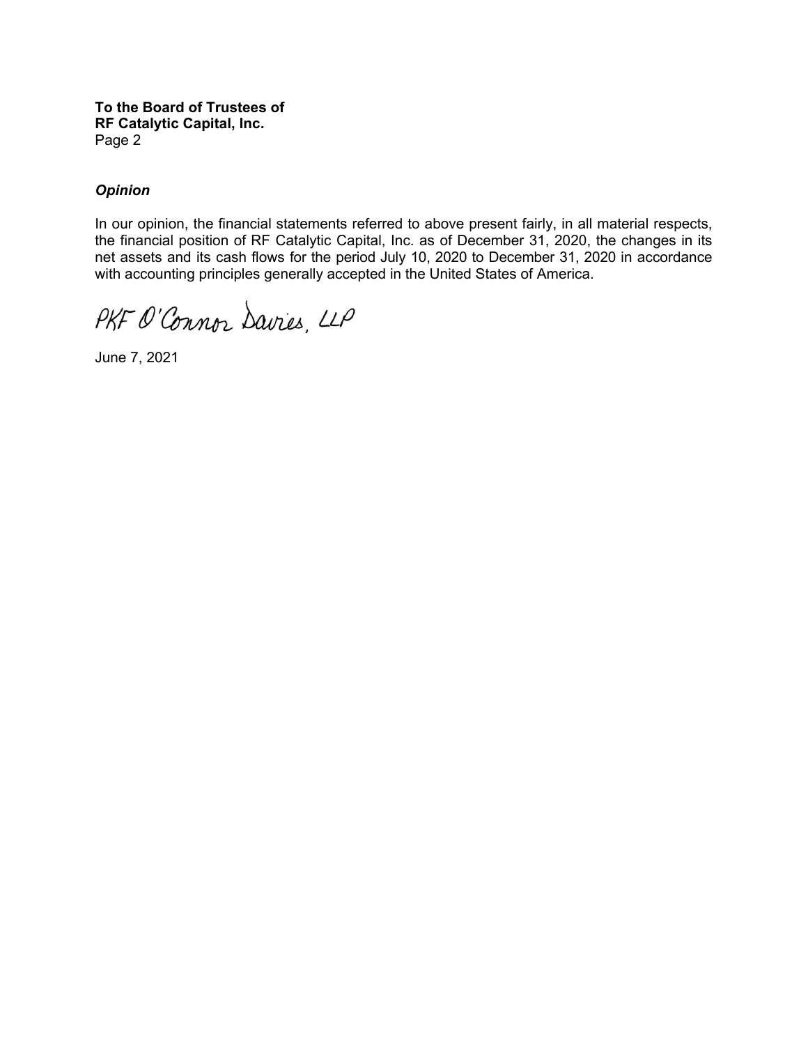**To the Board of Trustees of**
**RF Catalytic Capital, Inc.**
Page 2

***Opinion***

In our opinion, the financial statements referred to above present fairly, in all material respects, the financial position of RF Catalytic Capital, Inc. as of December 31, 2020, the changes in its net assets and its cash flows for the period July 10, 2020 to December 31, 2020 in accordance with accounting principles generally accepted in the United States of America.

PKF O'Connor Davies, LLP

June 7, 2021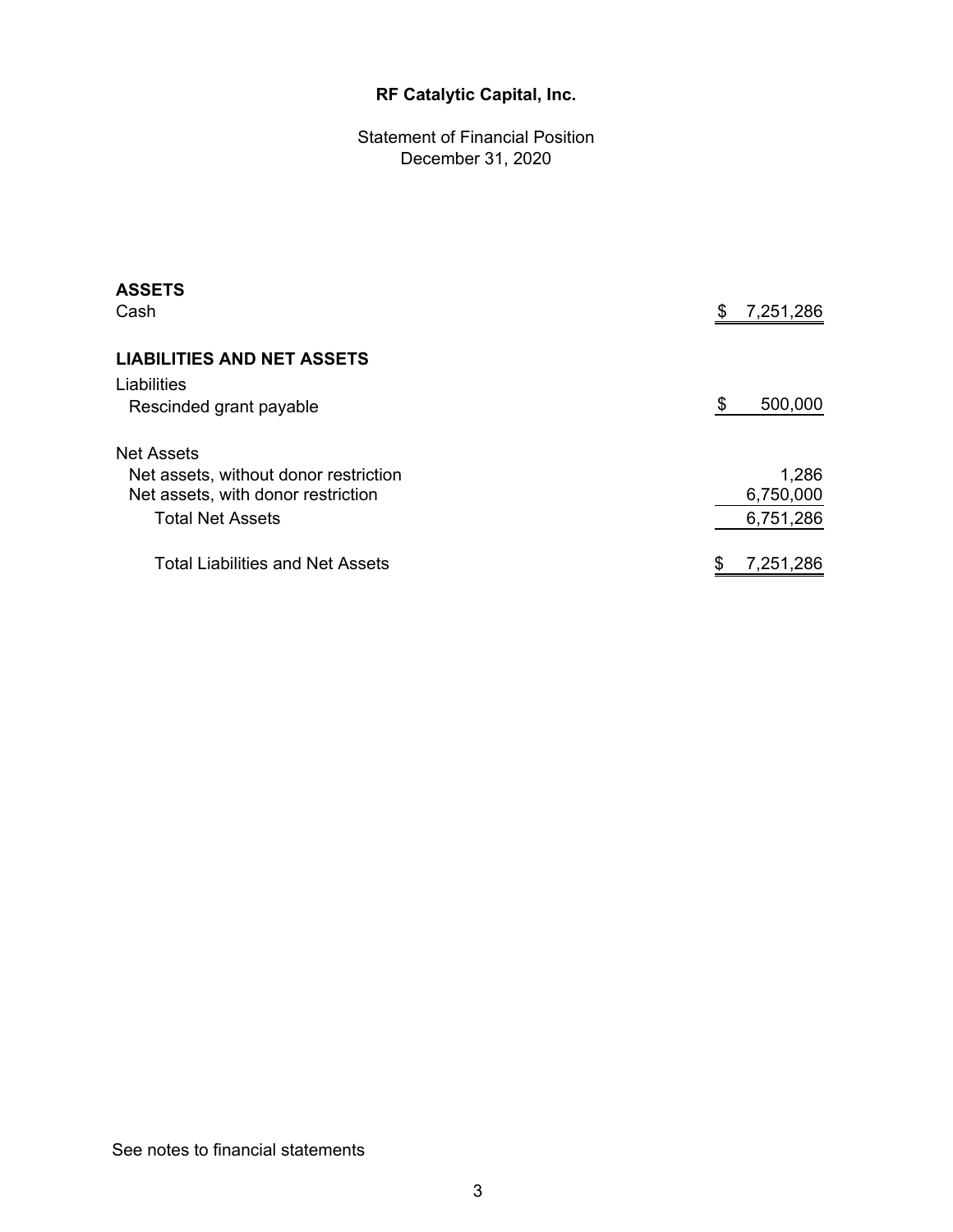# RF Catalytic Capital, Inc.

Statement of Financial Position
December 31, 2020

| | |
|---|---|
| **ASSETS** | |
| Cash | $ 7,251,286 |
| **LIABILITIES AND NET ASSETS** | |
| Liabilities | |
| Rescinded grant payable | $ 500,000 |
| Net Assets | |
| Net assets, without donor restriction | 1,286 |
| Net assets, with donor restriction | 6,750,000 |
| Total Net Assets | 6,751,286 |
| Total Liabilities and Net Assets | $ 7,251,286 |

See notes to financial statements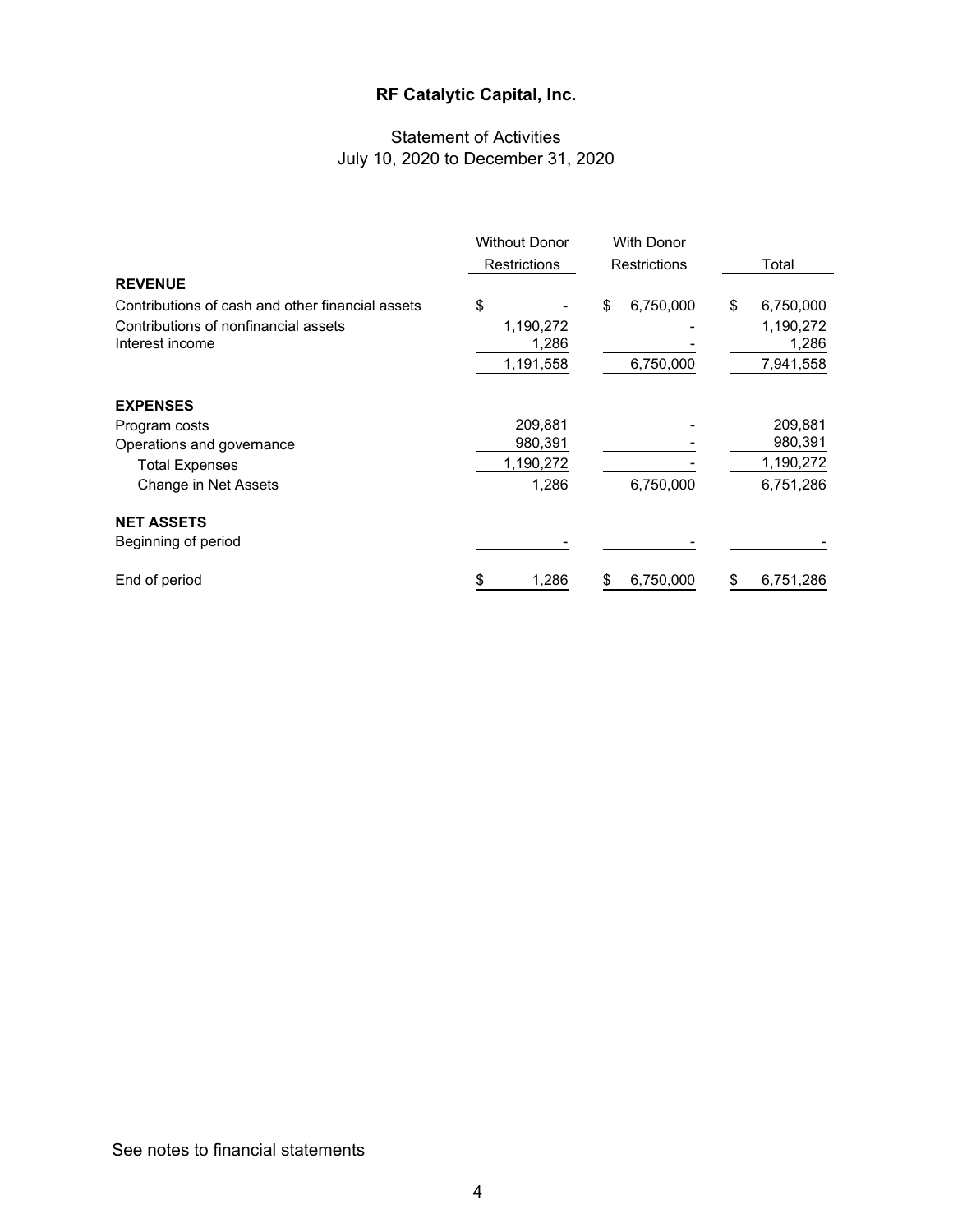# RF Catalytic Capital, Inc.

## Statement of Activities
July 10, 2020 to December 31, 2020

| | Without Donor Restrictions | With Donor Restrictions | Total |
|---|---|---|---|
| **REVENUE** | | | |
| Contributions of cash and other financial assets | $ - | $ 6,750,000 | $ 6,750,000 |
| Contributions of nonfinancial assets | 1,190,272 | - | 1,190,272 |
| Interest income | 1,286 | - | 1,286 |
| | 1,191,558 | 6,750,000 | 7,941,558 |
| **EXPENSES** | | | |
| Program costs | 209,881 | - | 209,881 |
| Operations and governance | 980,391 | - | 980,391 |
| Total Expenses | 1,190,272 | - | 1,190,272 |
| Change in Net Assets | 1,286 | 6,750,000 | 6,751,286 |
| **NET ASSETS** | | | |
| Beginning of period | - | - | - |
| End of period | $ 1,286 | $ 6,750,000 | $ 6,751,286 |

See notes to financial statements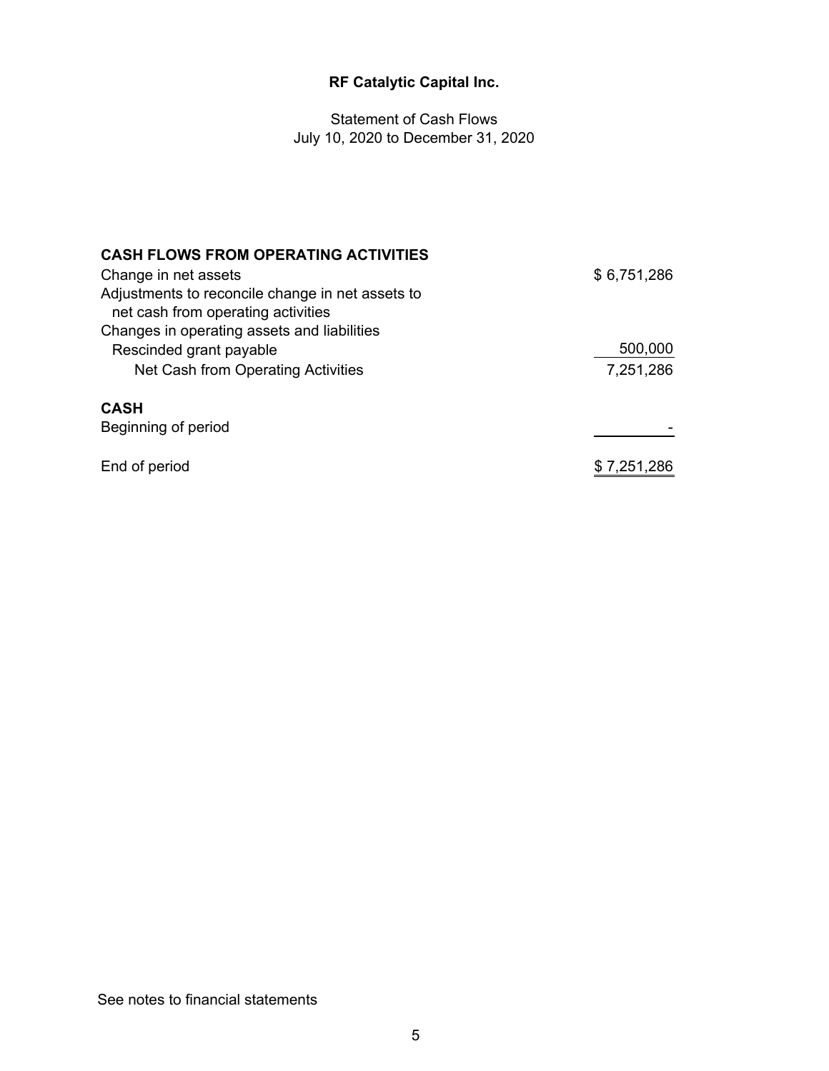# RF Catalytic Capital Inc.

Statement of Cash Flows
July 10, 2020 to December 31, 2020

| | |
|---|---|
| **CASH FLOWS FROM OPERATING ACTIVITIES** | |
| Change in net assets | $ 6,751,286 |
| Adjustments to reconcile change in net assets to net cash from operating activities | |
| Changes in operating assets and liabilities | |
| Rescinded grant payable | 500,000 |
| Net Cash from Operating Activities | 7,251,286 |
| **CASH** | |
| Beginning of period | - |
| End of period | $ 7,251,286 |

See notes to financial statements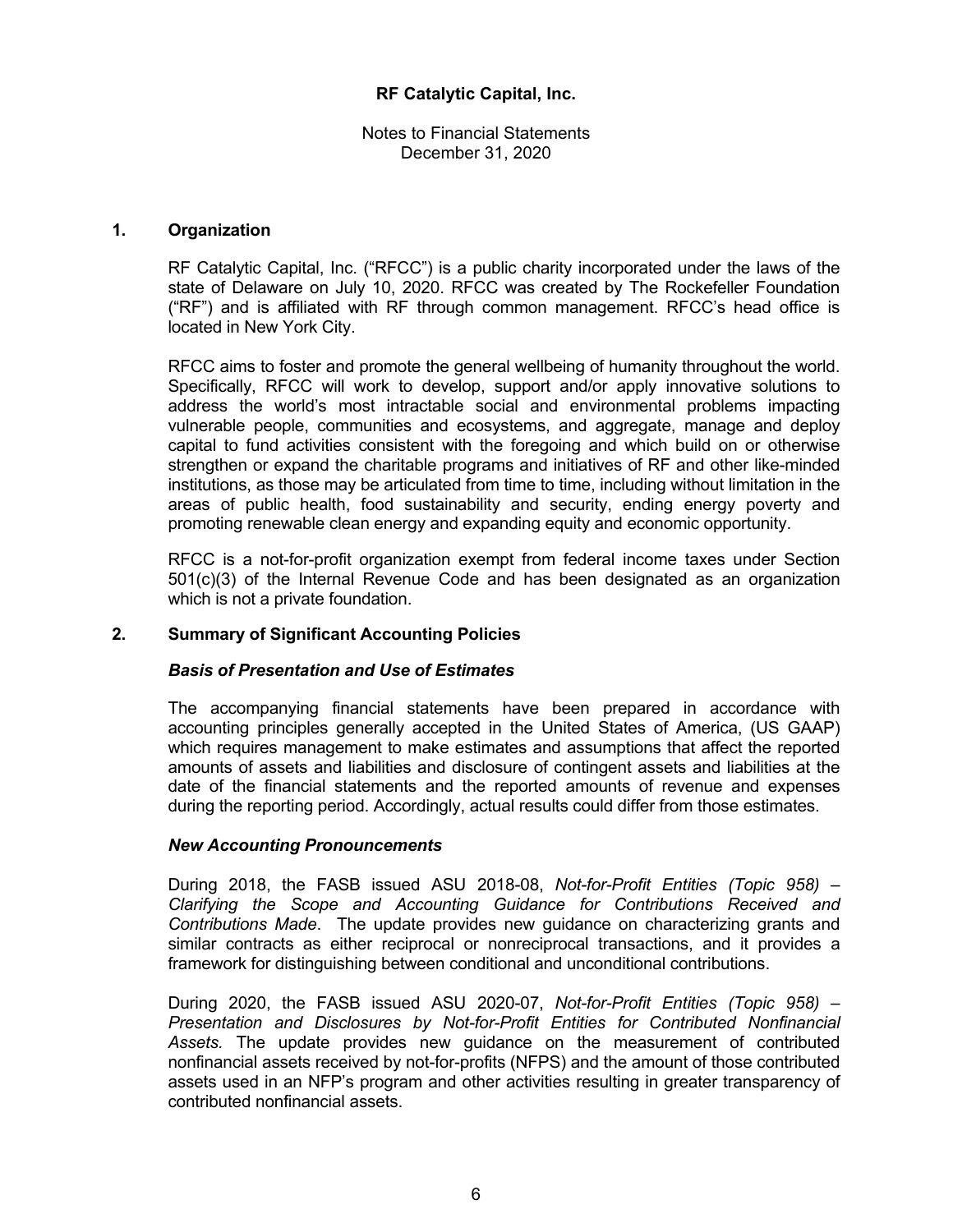# RF Catalytic Capital, Inc.

Notes to Financial Statements
December 31, 2020

## 1. Organization

RF Catalytic Capital, Inc. ("RFCC") is a public charity incorporated under the laws of the state of Delaware on July 10, 2020. RFCC was created by The Rockefeller Foundation ("RF") and is affiliated with RF through common management. RFCC's head office is located in New York City.

RFCC aims to foster and promote the general wellbeing of humanity throughout the world. Specifically, RFCC will work to develop, support and/or apply innovative solutions to address the world's most intractable social and environmental problems impacting vulnerable people, communities and ecosystems, and aggregate, manage and deploy capital to fund activities consistent with the foregoing and which build on or otherwise strengthen or expand the charitable programs and initiatives of RF and other like-minded institutions, as those may be articulated from time to time, including without limitation in the areas of public health, food sustainability and security, ending energy poverty and promoting renewable clean energy and expanding equity and economic opportunity.

RFCC is a not-for-profit organization exempt from federal income taxes under Section 501(c)(3) of the Internal Revenue Code and has been designated as an organization which is not a private foundation.

## 2. Summary of Significant Accounting Policies

### *Basis of Presentation and Use of Estimates*

The accompanying financial statements have been prepared in accordance with accounting principles generally accepted in the United States of America, (US GAAP) which requires management to make estimates and assumptions that affect the reported amounts of assets and liabilities and disclosure of contingent assets and liabilities at the date of the financial statements and the reported amounts of revenue and expenses during the reporting period. Accordingly, actual results could differ from those estimates.

### *New Accounting Pronouncements*

During 2018, the FASB issued ASU 2018-08, *Not-for-Profit Entities (Topic 958) – Clarifying the Scope and Accounting Guidance for Contributions Received and Contributions Made*. The update provides new guidance on characterizing grants and similar contracts as either reciprocal or nonreciprocal transactions, and it provides a framework for distinguishing between conditional and unconditional contributions.

During 2020, the FASB issued ASU 2020-07, *Not-for-Profit Entities (Topic 958) – Presentation and Disclosures by Not-for-Profit Entities for Contributed Nonfinancial Assets.* The update provides new guidance on the measurement of contributed nonfinancial assets received by not-for-profits (NFPS) and the amount of those contributed assets used in an NFP's program and other activities resulting in greater transparency of contributed nonfinancial assets.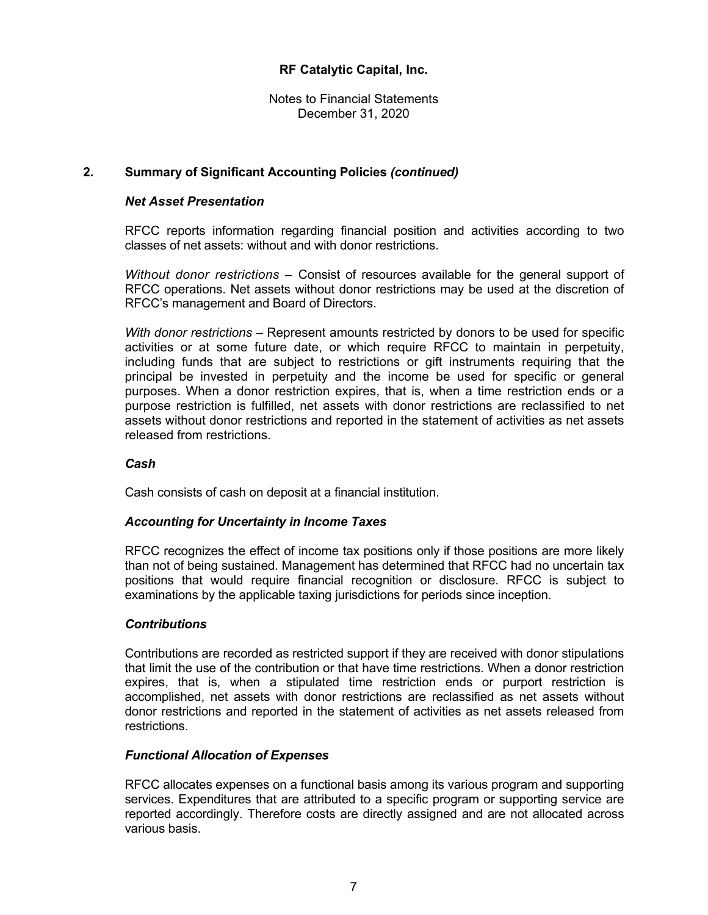## 2. Summary of Significant Accounting Policies *(continued)*

### *Net Asset Presentation*

RFCC reports information regarding financial position and activities according to two classes of net assets: without and with donor restrictions.

*Without donor restrictions* – Consist of resources available for the general support of RFCC operations. Net assets without donor restrictions may be used at the discretion of RFCC's management and Board of Directors.

*With donor restrictions* – Represent amounts restricted by donors to be used for specific activities or at some future date, or which require RFCC to maintain in perpetuity, including funds that are subject to restrictions or gift instruments requiring that the principal be invested in perpetuity and the income be used for specific or general purposes. When a donor restriction expires, that is, when a time restriction ends or a purpose restriction is fulfilled, net assets with donor restrictions are reclassified to net assets without donor restrictions and reported in the statement of activities as net assets released from restrictions.

### *Cash*

Cash consists of cash on deposit at a financial institution.

### *Accounting for Uncertainty in Income Taxes*

RFCC recognizes the effect of income tax positions only if those positions are more likely than not of being sustained. Management has determined that RFCC had no uncertain tax positions that would require financial recognition or disclosure. RFCC is subject to examinations by the applicable taxing jurisdictions for periods since inception.

### *Contributions*

Contributions are recorded as restricted support if they are received with donor stipulations that limit the use of the contribution or that have time restrictions. When a donor restriction expires, that is, when a stipulated time restriction ends or purport restriction is accomplished, net assets with donor restrictions are reclassified as net assets without donor restrictions and reported in the statement of activities as net assets released from restrictions.

### *Functional Allocation of Expenses*

RFCC allocates expenses on a functional basis among its various program and supporting services. Expenditures that are attributed to a specific program or supporting service are reported accordingly. Therefore costs are directly assigned and are not allocated across various basis.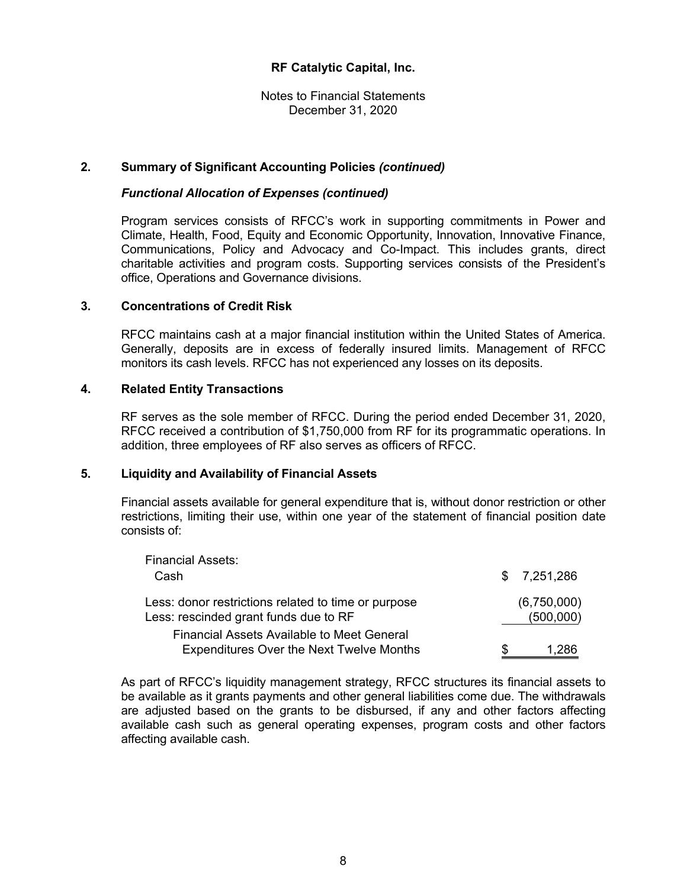**RF Catalytic Capital, Inc.**

Notes to Financial Statements
December 31, 2020

## 2. Summary of Significant Accounting Policies *(continued)*

### *Functional Allocation of Expenses (continued)*

Program services consists of RFCC's work in supporting commitments in Power and Climate, Health, Food, Equity and Economic Opportunity, Innovation, Innovative Finance, Communications, Policy and Advocacy and Co-Impact. This includes grants, direct charitable activities and program costs. Supporting services consists of the President's office, Operations and Governance divisions.

## 3. Concentrations of Credit Risk

RFCC maintains cash at a major financial institution within the United States of America. Generally, deposits are in excess of federally insured limits. Management of RFCC monitors its cash levels. RFCC has not experienced any losses on its deposits.

## 4. Related Entity Transactions

RF serves as the sole member of RFCC. During the period ended December 31, 2020, RFCC received a contribution of $1,750,000 from RF for its programmatic operations. In addition, three employees of RF also serves as officers of RFCC.

## 5. Liquidity and Availability of Financial Assets

Financial assets available for general expenditure that is, without donor restriction or other restrictions, limiting their use, within one year of the statement of financial position date consists of:

| | |
|---|---|
| Financial Assets: | |
| Cash | $ 7,251,286 |
| Less: donor restrictions related to time or purpose | (6,750,000) |
| Less: rescinded grant funds due to RF | (500,000) |
| Financial Assets Available to Meet General Expenditures Over the Next Twelve Months | $ 1,286 |

As part of RFCC's liquidity management strategy, RFCC structures its financial assets to be available as it grants payments and other general liabilities come due. The withdrawals are adjusted based on the grants to be disbursed, if any and other factors affecting available cash such as general operating expenses, program costs and other factors affecting available cash.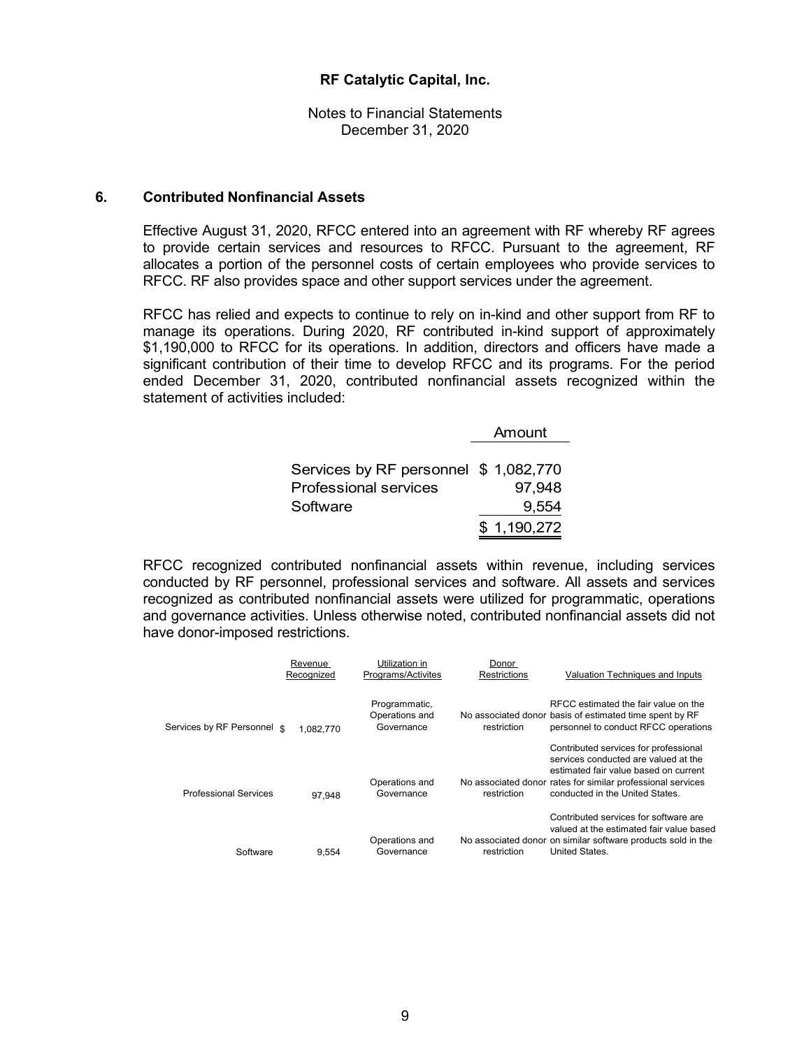## 6. Contributed Nonfinancial Assets

Effective August 31, 2020, RFCC entered into an agreement with RF whereby RF agrees to provide certain services and resources to RFCC. Pursuant to the agreement, RF allocates a portion of the personnel costs of certain employees who provide services to RFCC. RF also provides space and other support services under the agreement.

RFCC has relied and expects to continue to rely on in-kind and other support from RF to manage its operations. During 2020, RF contributed in-kind support of approximately $1,190,000 to RFCC for its operations. In addition, directors and officers have made a significant contribution of their time to develop RFCC and its programs. For the period ended December 31, 2020, contributed nonfinancial assets recognized within the statement of activities included:

| | Amount |
|---|---|
| Services by RF personnel | $ 1,082,770 |
| Professional services | 97,948 |
| Software | 9,554 |
| | $ 1,190,272 |

RFCC recognized contributed nonfinancial assets within revenue, including services conducted by RF personnel, professional services and software. All assets and services recognized as contributed nonfinancial assets were utilized for programmatic, operations and governance activities. Unless otherwise noted, contributed nonfinancial assets did not have donor-imposed restrictions.

| | Revenue Recognized | Utilization in Programs/Activites | Donor Restrictions | Valuation Techniques and Inputs |
|---|---|---|---|---|
| Services by RF Personnel | $ 1,082,770 | Programmatic, Operations and Governance | No associated donor restriction | RFCC estimated the fair value on the basis of estimated time spent by RF personnel to conduct RFCC operations |
| Professional Services | 97,948 | Operations and Governance | No associated donor restriction | Contributed services for professional services conducted are valued at the estimated fair value based on current rates for similar professional services conducted in the United States. |
| Software | 9,554 | Operations and Governance | No associated donor restriction | Contributed services for software are valued at the estimated fair value based on similar software products sold in the United States. |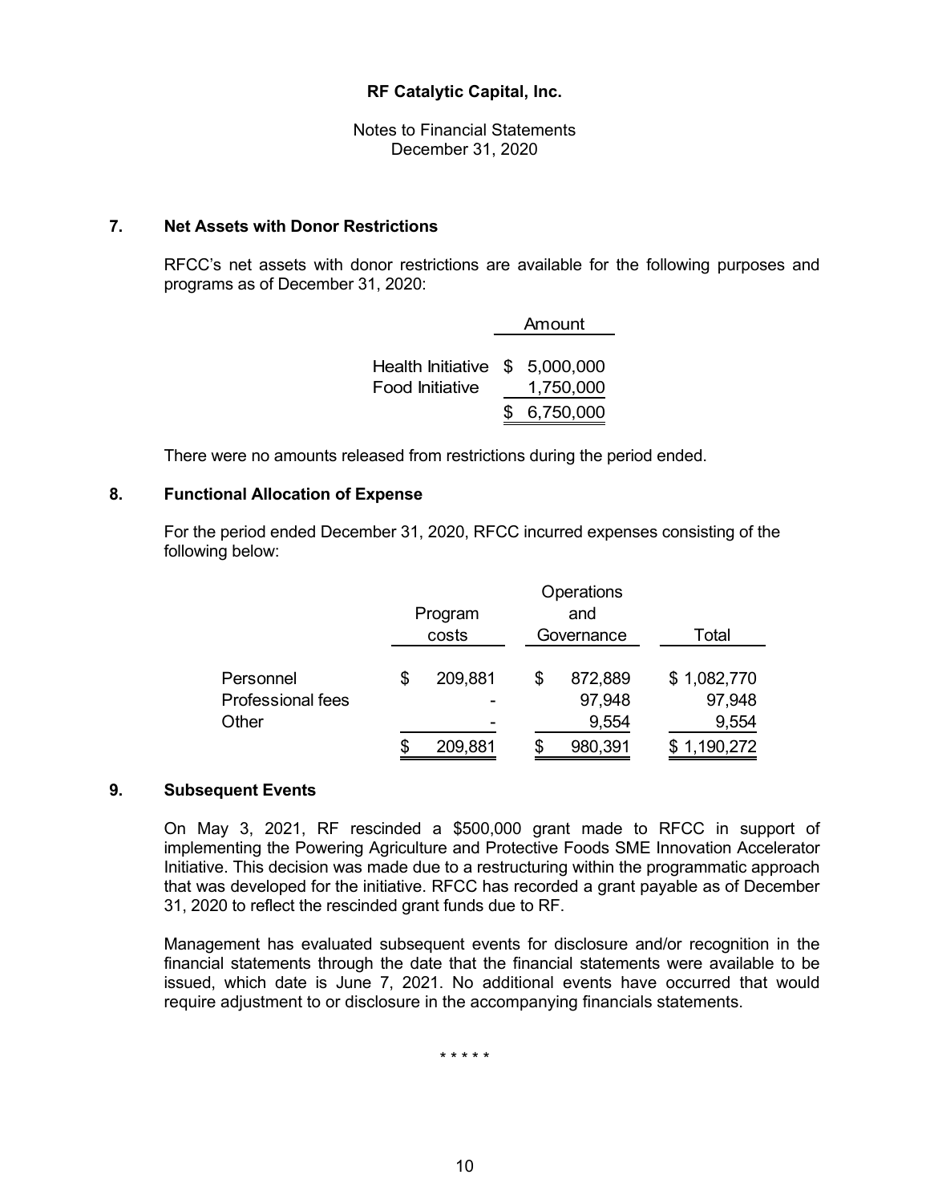**RF Catalytic Capital, Inc.**

Notes to Financial Statements
December 31, 2020

## 7. Net Assets with Donor Restrictions

RFCC's net assets with donor restrictions are available for the following purposes and programs as of December 31, 2020:

| | Amount |
|---|---|
| Health Initiative | $ 5,000,000 |
| Food Initiative | 1,750,000 |
| | $ 6,750,000 |

There were no amounts released from restrictions during the period ended.

## 8. Functional Allocation of Expense

For the period ended December 31, 2020, RFCC incurred expenses consisting of the following below:

| | Program costs | Operations and Governance | Total |
|---|---|---|---|
| Personnel | $ 209,881 | $ 872,889 | $ 1,082,770 |
| Professional fees | - | 97,948 | 97,948 |
| Other | - | 9,554 | 9,554 |
| | $ 209,881 | $ 980,391 | $ 1,190,272 |

## 9. Subsequent Events

On May 3, 2021, RF rescinded a $500,000 grant made to RFCC in support of implementing the Powering Agriculture and Protective Foods SME Innovation Accelerator Initiative. This decision was made due to a restructuring within the programmatic approach that was developed for the initiative. RFCC has recorded a grant payable as of December 31, 2020 to reflect the rescinded grant funds due to RF.

Management has evaluated subsequent events for disclosure and/or recognition in the financial statements through the date that the financial statements were available to be issued, which date is June 7, 2021. No additional events have occurred that would require adjustment to or disclosure in the accompanying financials statements.

\* \* \* \* \*